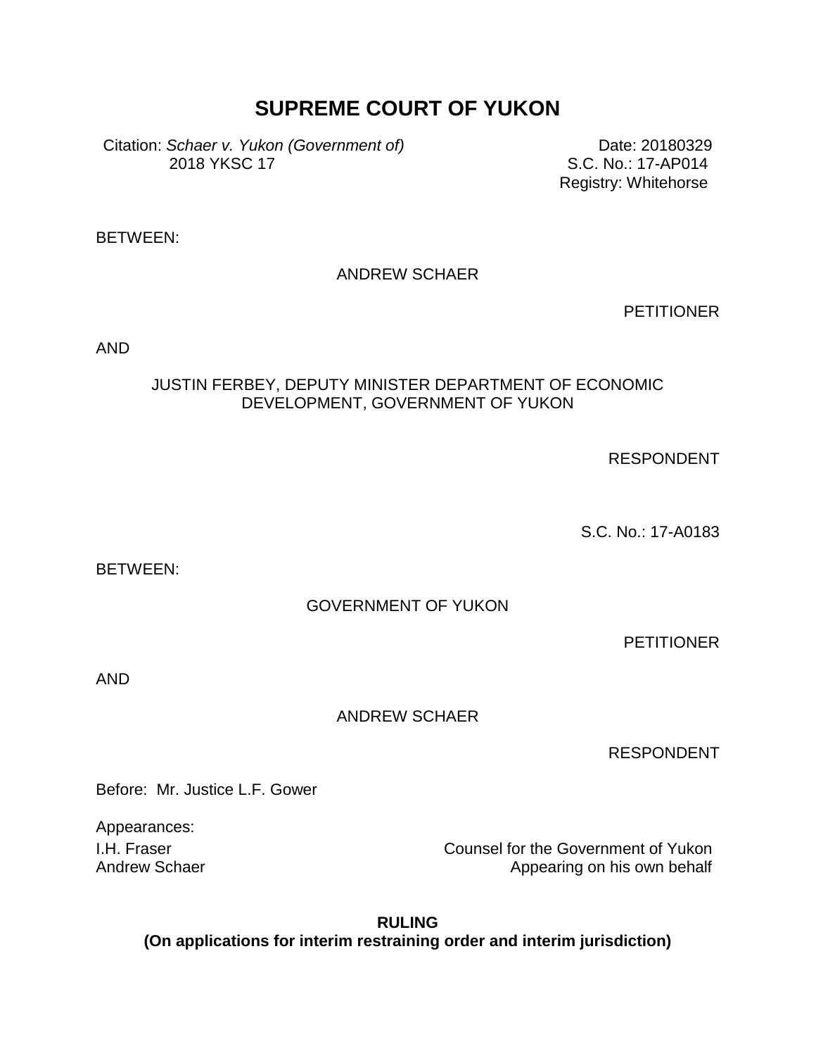# SUPREME COURT OF YUKON

Citation: *Schaer v. Yukon (Government of)* 2018 YKSC 17

Date: 20180329
S.C. No.: 17-AP014
Registry: Whitehorse

BETWEEN:

ANDREW SCHAER

PETITIONER

AND

JUSTIN FERBEY, DEPUTY MINISTER DEPARTMENT OF ECONOMIC DEVELOPMENT, GOVERNMENT OF YUKON

RESPONDENT

S.C. No.: 17-A0183

BETWEEN:

GOVERNMENT OF YUKON

PETITIONER

AND

ANDREW SCHAER

RESPONDENT

Before: Mr. Justice L.F. Gower

Appearances:

| | |
|---|---|
| I.H. Fraser | Counsel for the Government of Yukon |
| Andrew Schaer | Appearing on his own behalf |

**RULING**
**(On applications for interim restraining order and interim jurisdiction)**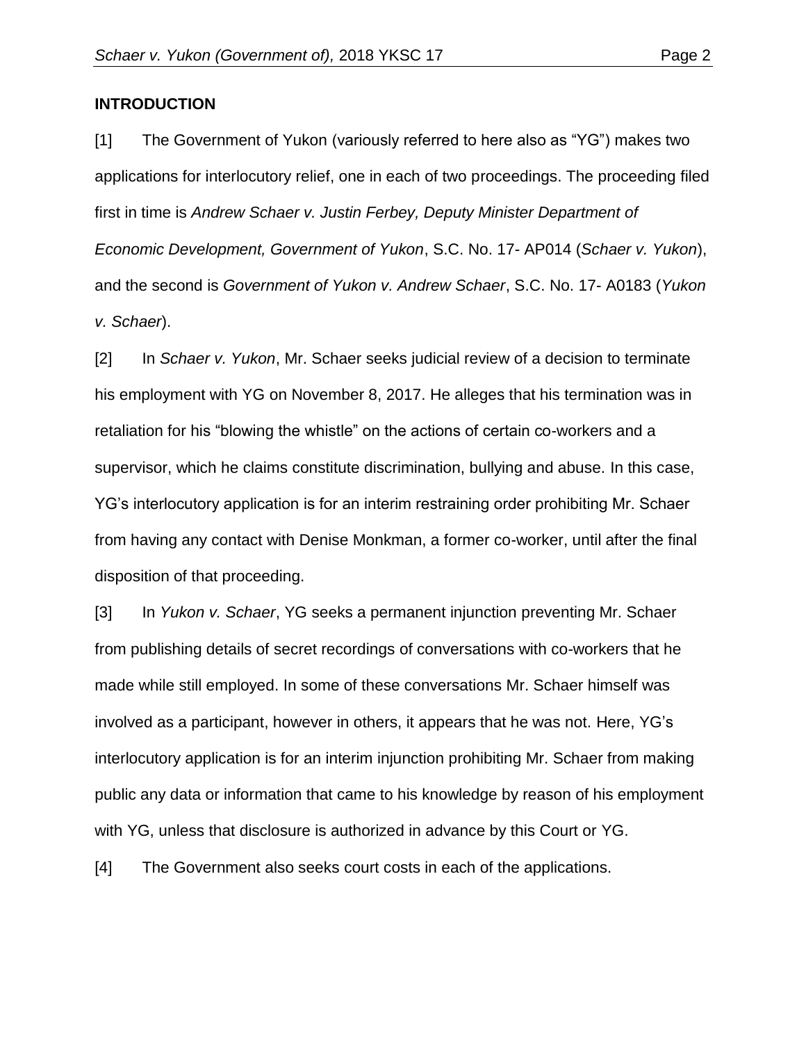## INTRODUCTION

[1] The Government of Yukon (variously referred to here also as "YG") makes two applications for interlocutory relief, one in each of two proceedings. The proceeding filed first in time is *Andrew Schaer v. Justin Ferbey, Deputy Minister Department of Economic Development, Government of Yukon*, S.C. No. 17- AP014 (*Schaer v. Yukon*), and the second is *Government of Yukon v. Andrew Schaer*, S.C. No. 17- A0183 (*Yukon v. Schaer*).

[2] In *Schaer v. Yukon*, Mr. Schaer seeks judicial review of a decision to terminate his employment with YG on November 8, 2017. He alleges that his termination was in retaliation for his "blowing the whistle" on the actions of certain co-workers and a supervisor, which he claims constitute discrimination, bullying and abuse. In this case, YG's interlocutory application is for an interim restraining order prohibiting Mr. Schaer from having any contact with Denise Monkman, a former co-worker, until after the final disposition of that proceeding.

[3] In *Yukon v. Schaer*, YG seeks a permanent injunction preventing Mr. Schaer from publishing details of secret recordings of conversations with co-workers that he made while still employed. In some of these conversations Mr. Schaer himself was involved as a participant, however in others, it appears that he was not. Here, YG's interlocutory application is for an interim injunction prohibiting Mr. Schaer from making public any data or information that came to his knowledge by reason of his employment with YG, unless that disclosure is authorized in advance by this Court or YG.

[4] The Government also seeks court costs in each of the applications.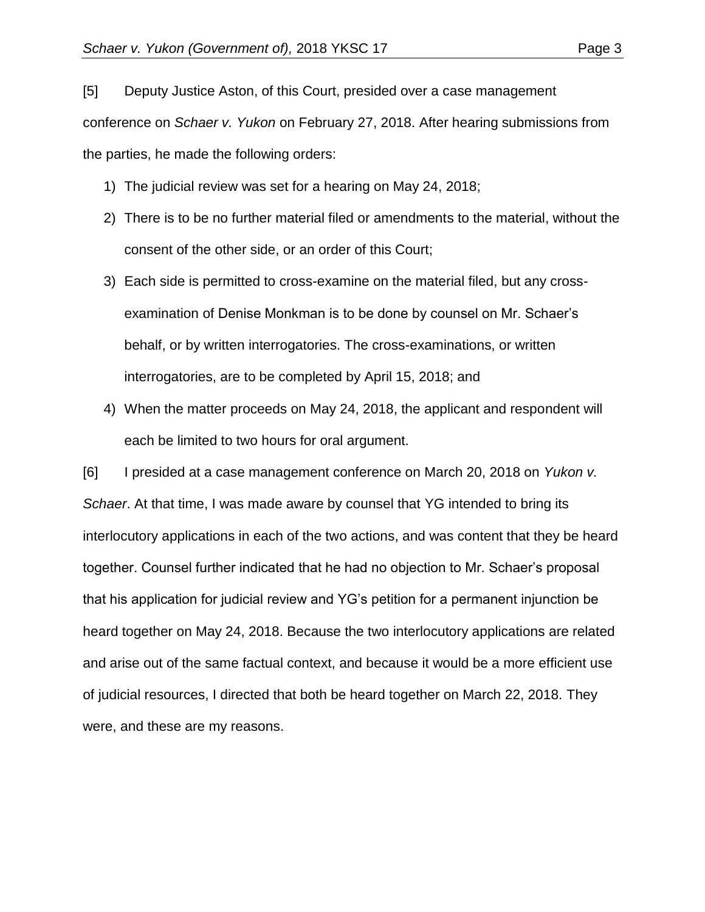[5] Deputy Justice Aston, of this Court, presided over a case management conference on *Schaer v. Yukon* on February 27, 2018. After hearing submissions from the parties, he made the following orders:

1) The judicial review was set for a hearing on May 24, 2018;
2) There is to be no further material filed or amendments to the material, without the consent of the other side, or an order of this Court;
3) Each side is permitted to cross-examine on the material filed, but any cross-examination of Denise Monkman is to be done by counsel on Mr. Schaer's behalf, or by written interrogatories. The cross-examinations, or written interrogatories, are to be completed by April 15, 2018; and
4) When the matter proceeds on May 24, 2018, the applicant and respondent will each be limited to two hours for oral argument.

[6] I presided at a case management conference on March 20, 2018 on *Yukon v. Schaer*. At that time, I was made aware by counsel that YG intended to bring its interlocutory applications in each of the two actions, and was content that they be heard together. Counsel further indicated that he had no objection to Mr. Schaer's proposal that his application for judicial review and YG's petition for a permanent injunction be heard together on May 24, 2018. Because the two interlocutory applications are related and arise out of the same factual context, and because it would be a more efficient use of judicial resources, I directed that both be heard together on March 22, 2018. They were, and these are my reasons.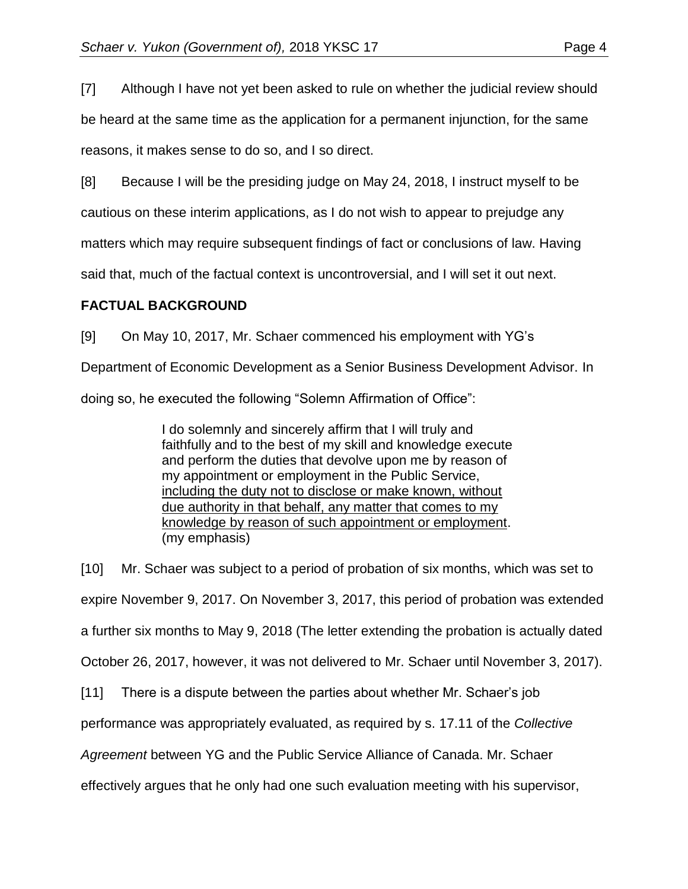[7] Although I have not yet been asked to rule on whether the judicial review should be heard at the same time as the application for a permanent injunction, for the same reasons, it makes sense to do so, and I so direct.

[8] Because I will be the presiding judge on May 24, 2018, I instruct myself to be cautious on these interim applications, as I do not wish to appear to prejudge any matters which may require subsequent findings of fact or conclusions of law. Having said that, much of the factual context is uncontroversial, and I will set it out next.

**FACTUAL BACKGROUND**

[9] On May 10, 2017, Mr. Schaer commenced his employment with YG's Department of Economic Development as a Senior Business Development Advisor. In doing so, he executed the following "Solemn Affirmation of Office":

> I do solemnly and sincerely affirm that I will truly and faithfully and to the best of my skill and knowledge execute and perform the duties that devolve upon me by reason of my appointment or employment in the Public Service, <u>including the duty not to disclose or make known, without due authority in that behalf, any matter that comes to my knowledge by reason of such appointment or employment</u>. (my emphasis)

[10] Mr. Schaer was subject to a period of probation of six months, which was set to expire November 9, 2017. On November 3, 2017, this period of probation was extended a further six months to May 9, 2018 (The letter extending the probation is actually dated October 26, 2017, however, it was not delivered to Mr. Schaer until November 3, 2017).

[11] There is a dispute between the parties about whether Mr. Schaer's job performance was appropriately evaluated, as required by s. 17.11 of the *Collective Agreement* between YG and the Public Service Alliance of Canada. Mr. Schaer effectively argues that he only had one such evaluation meeting with his supervisor,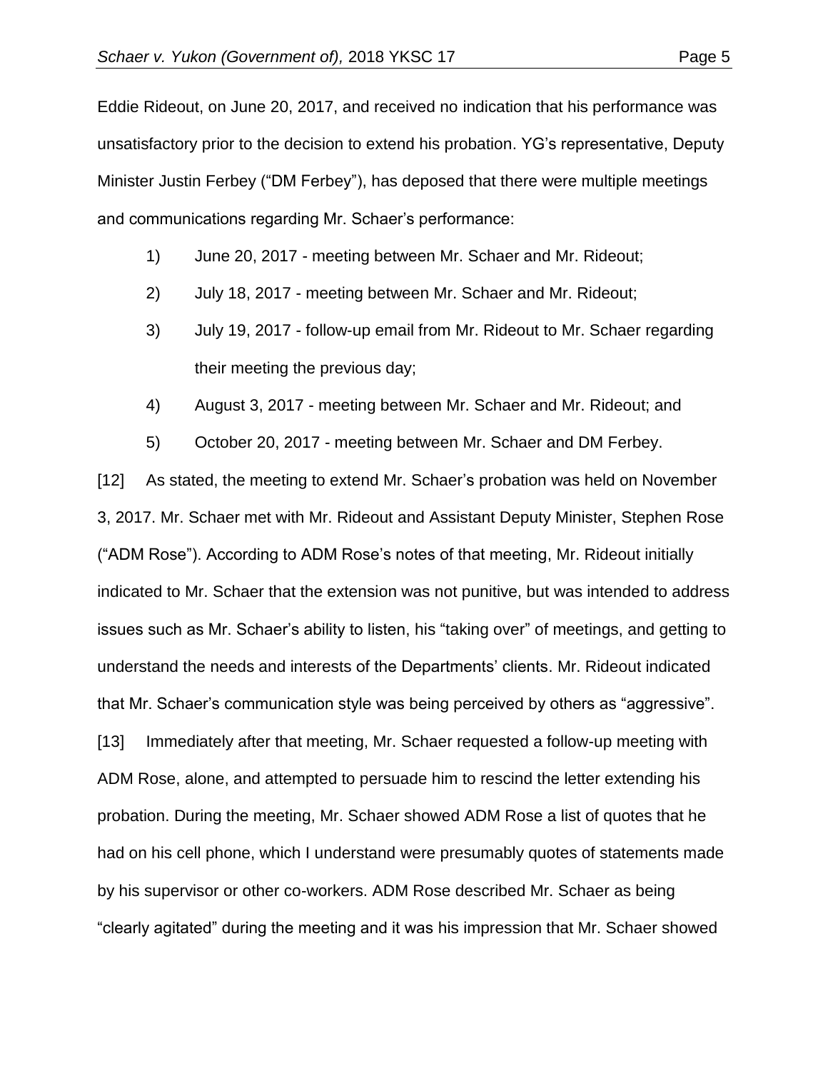Eddie Rideout, on June 20, 2017, and received no indication that his performance was unsatisfactory prior to the decision to extend his probation. YG's representative, Deputy Minister Justin Ferbey ("DM Ferbey"), has deposed that there were multiple meetings and communications regarding Mr. Schaer's performance:

1) June 20, 2017 - meeting between Mr. Schaer and Mr. Rideout;
2) July 18, 2017 - meeting between Mr. Schaer and Mr. Rideout;
3) July 19, 2017 - follow-up email from Mr. Rideout to Mr. Schaer regarding their meeting the previous day;
4) August 3, 2017 - meeting between Mr. Schaer and Mr. Rideout; and
5) October 20, 2017 - meeting between Mr. Schaer and DM Ferbey.

[12] As stated, the meeting to extend Mr. Schaer's probation was held on November 3, 2017. Mr. Schaer met with Mr. Rideout and Assistant Deputy Minister, Stephen Rose ("ADM Rose"). According to ADM Rose's notes of that meeting, Mr. Rideout initially indicated to Mr. Schaer that the extension was not punitive, but was intended to address issues such as Mr. Schaer's ability to listen, his "taking over" of meetings, and getting to understand the needs and interests of the Departments' clients. Mr. Rideout indicated that Mr. Schaer's communication style was being perceived by others as "aggressive".

[13] Immediately after that meeting, Mr. Schaer requested a follow-up meeting with ADM Rose, alone, and attempted to persuade him to rescind the letter extending his probation. During the meeting, Mr. Schaer showed ADM Rose a list of quotes that he had on his cell phone, which I understand were presumably quotes of statements made by his supervisor or other co-workers. ADM Rose described Mr. Schaer as being "clearly agitated" during the meeting and it was his impression that Mr. Schaer showed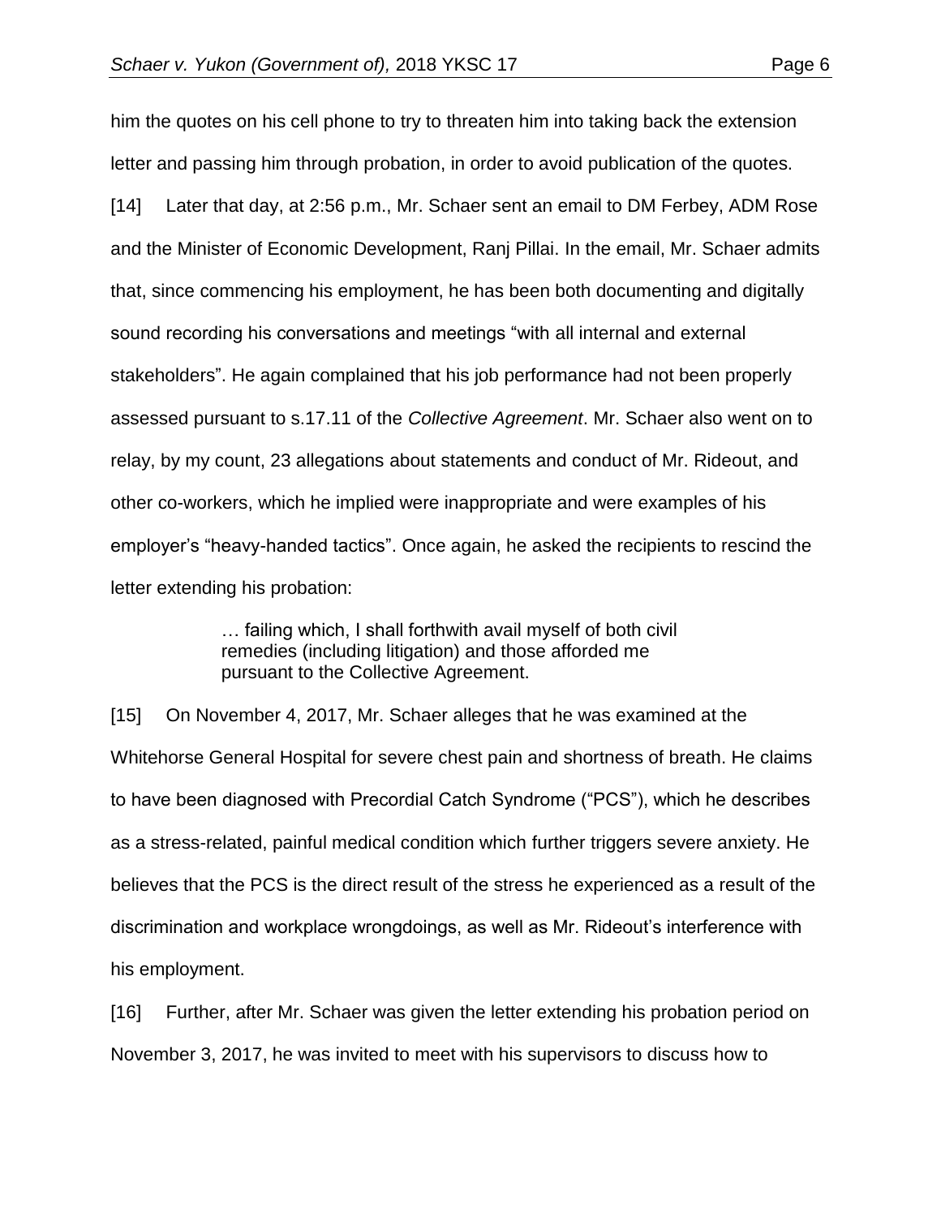him the quotes on his cell phone to try to threaten him into taking back the extension letter and passing him through probation, in order to avoid publication of the quotes.

[14] Later that day, at 2:56 p.m., Mr. Schaer sent an email to DM Ferbey, ADM Rose and the Minister of Economic Development, Ranj Pillai. In the email, Mr. Schaer admits that, since commencing his employment, he has been both documenting and digitally sound recording his conversations and meetings "with all internal and external stakeholders". He again complained that his job performance had not been properly assessed pursuant to s.17.11 of the *Collective Agreement*. Mr. Schaer also went on to relay, by my count, 23 allegations about statements and conduct of Mr. Rideout, and other co-workers, which he implied were inappropriate and were examples of his employer's "heavy-handed tactics". Once again, he asked the recipients to rescind the letter extending his probation:

> … failing which, I shall forthwith avail myself of both civil remedies (including litigation) and those afforded me pursuant to the Collective Agreement.

[15] On November 4, 2017, Mr. Schaer alleges that he was examined at the Whitehorse General Hospital for severe chest pain and shortness of breath. He claims to have been diagnosed with Precordial Catch Syndrome ("PCS"), which he describes as a stress-related, painful medical condition which further triggers severe anxiety. He believes that the PCS is the direct result of the stress he experienced as a result of the discrimination and workplace wrongdoings, as well as Mr. Rideout's interference with his employment.

[16] Further, after Mr. Schaer was given the letter extending his probation period on November 3, 2017, he was invited to meet with his supervisors to discuss how to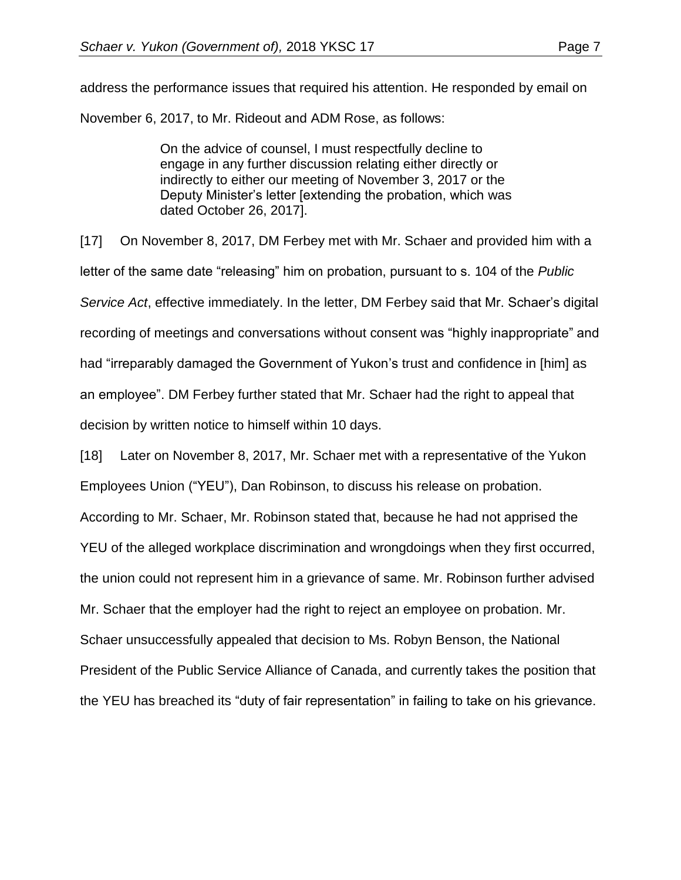address the performance issues that required his attention. He responded by email on November 6, 2017, to Mr. Rideout and ADM Rose, as follows:

> On the advice of counsel, I must respectfully decline to engage in any further discussion relating either directly or indirectly to either our meeting of November 3, 2017 or the Deputy Minister's letter [extending the probation, which was dated October 26, 2017].

[17] On November 8, 2017, DM Ferbey met with Mr. Schaer and provided him with a letter of the same date "releasing" him on probation, pursuant to s. 104 of the *Public Service Act*, effective immediately. In the letter, DM Ferbey said that Mr. Schaer's digital recording of meetings and conversations without consent was "highly inappropriate" and had "irreparably damaged the Government of Yukon's trust and confidence in [him] as an employee". DM Ferbey further stated that Mr. Schaer had the right to appeal that decision by written notice to himself within 10 days.

[18] Later on November 8, 2017, Mr. Schaer met with a representative of the Yukon Employees Union ("YEU"), Dan Robinson, to discuss his release on probation. According to Mr. Schaer, Mr. Robinson stated that, because he had not apprised the YEU of the alleged workplace discrimination and wrongdoings when they first occurred, the union could not represent him in a grievance of same. Mr. Robinson further advised Mr. Schaer that the employer had the right to reject an employee on probation. Mr. Schaer unsuccessfully appealed that decision to Ms. Robyn Benson, the National President of the Public Service Alliance of Canada, and currently takes the position that the YEU has breached its "duty of fair representation" in failing to take on his grievance.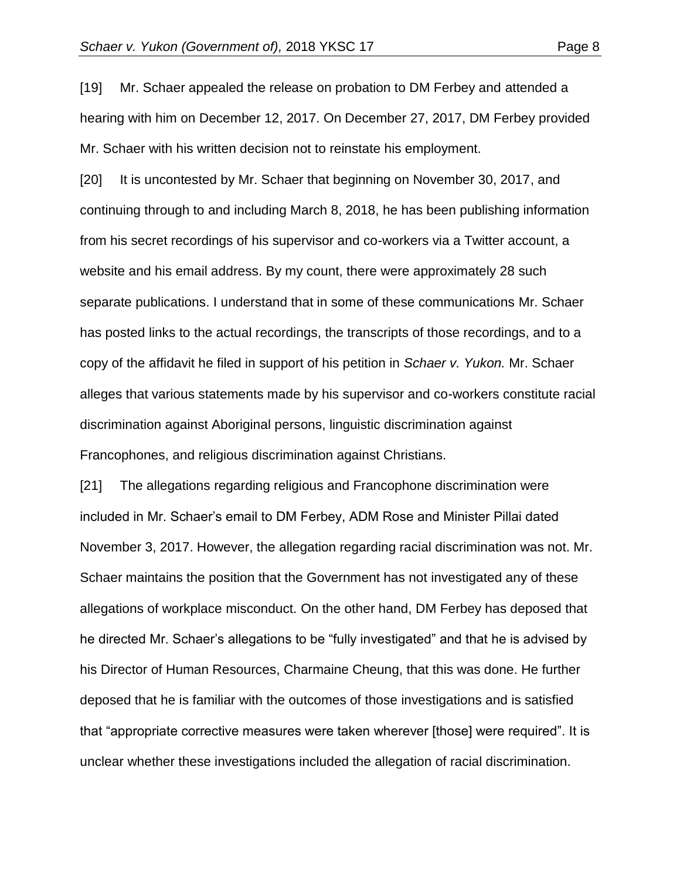[19] Mr. Schaer appealed the release on probation to DM Ferbey and attended a hearing with him on December 12, 2017. On December 27, 2017, DM Ferbey provided Mr. Schaer with his written decision not to reinstate his employment.

[20] It is uncontested by Mr. Schaer that beginning on November 30, 2017, and continuing through to and including March 8, 2018, he has been publishing information from his secret recordings of his supervisor and co-workers via a Twitter account, a website and his email address. By my count, there were approximately 28 such separate publications. I understand that in some of these communications Mr. Schaer has posted links to the actual recordings, the transcripts of those recordings, and to a copy of the affidavit he filed in support of his petition in *Schaer v. Yukon.* Mr. Schaer alleges that various statements made by his supervisor and co-workers constitute racial discrimination against Aboriginal persons, linguistic discrimination against Francophones, and religious discrimination against Christians.

[21] The allegations regarding religious and Francophone discrimination were included in Mr. Schaer's email to DM Ferbey, ADM Rose and Minister Pillai dated November 3, 2017. However, the allegation regarding racial discrimination was not. Mr. Schaer maintains the position that the Government has not investigated any of these allegations of workplace misconduct. On the other hand, DM Ferbey has deposed that he directed Mr. Schaer's allegations to be "fully investigated" and that he is advised by his Director of Human Resources, Charmaine Cheung, that this was done. He further deposed that he is familiar with the outcomes of those investigations and is satisfied that "appropriate corrective measures were taken wherever [those] were required". It is unclear whether these investigations included the allegation of racial discrimination.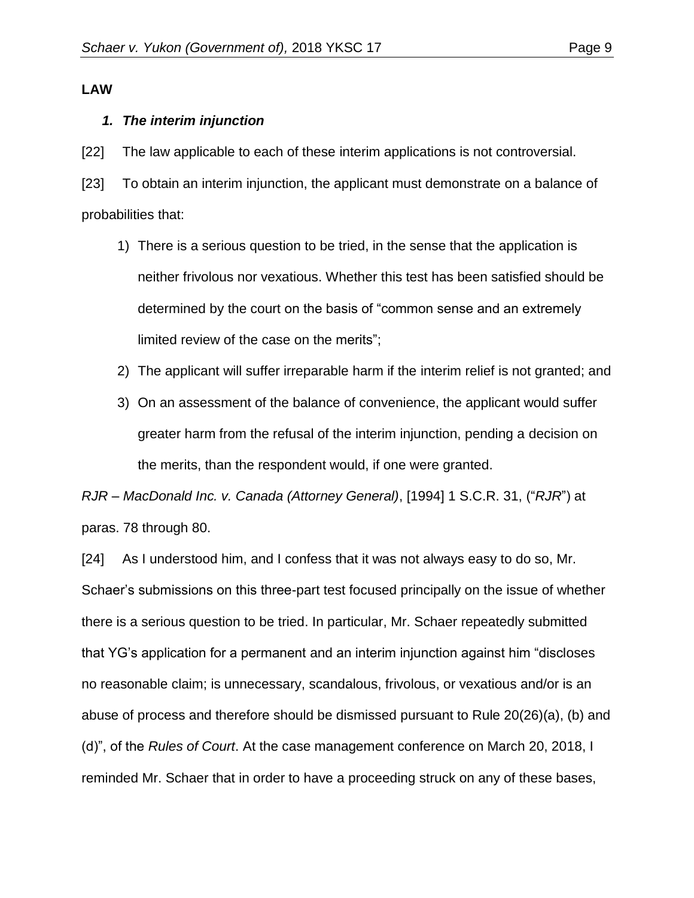**LAW**

***1. The interim injunction***

[22] The law applicable to each of these interim applications is not controversial.

[23] To obtain an interim injunction, the applicant must demonstrate on a balance of probabilities that:

1) There is a serious question to be tried, in the sense that the application is neither frivolous nor vexatious. Whether this test has been satisfied should be determined by the court on the basis of "common sense and an extremely limited review of the case on the merits";
2) The applicant will suffer irreparable harm if the interim relief is not granted; and
3) On an assessment of the balance of convenience, the applicant would suffer greater harm from the refusal of the interim injunction, pending a decision on the merits, than the respondent would, if one were granted.

*RJR – MacDonald Inc. v. Canada (Attorney General)*, [1994] 1 S.C.R. 31, ("*RJR*") at paras. 78 through 80.

[24] As I understood him, and I confess that it was not always easy to do so, Mr. Schaer's submissions on this three-part test focused principally on the issue of whether there is a serious question to be tried. In particular, Mr. Schaer repeatedly submitted that YG's application for a permanent and an interim injunction against him "discloses no reasonable claim; is unnecessary, scandalous, frivolous, or vexatious and/or is an abuse of process and therefore should be dismissed pursuant to Rule 20(26)(a), (b) and (d)", of the *Rules of Court*. At the case management conference on March 20, 2018, I reminded Mr. Schaer that in order to have a proceeding struck on any of these bases,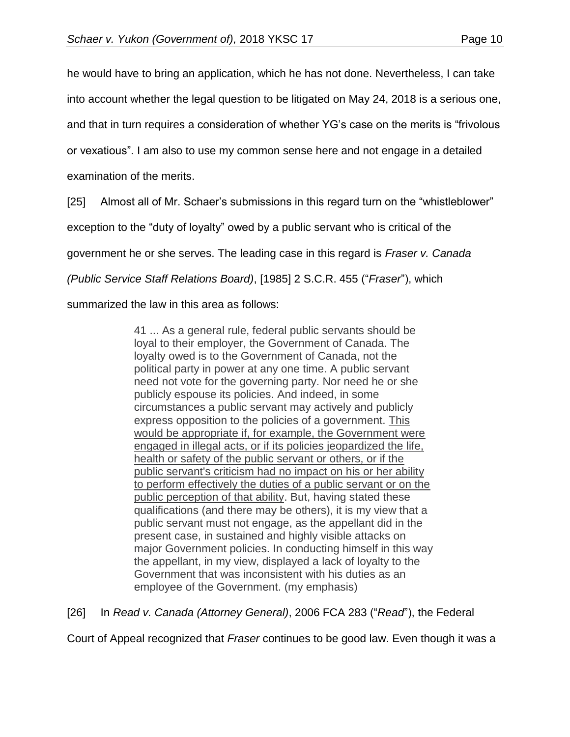he would have to bring an application, which he has not done. Nevertheless, I can take into account whether the legal question to be litigated on May 24, 2018 is a serious one, and that in turn requires a consideration of whether YG's case on the merits is "frivolous or vexatious". I am also to use my common sense here and not engage in a detailed examination of the merits.

[25] Almost all of Mr. Schaer's submissions in this regard turn on the "whistleblower" exception to the "duty of loyalty" owed by a public servant who is critical of the government he or she serves. The leading case in this regard is *Fraser v. Canada (Public Service Staff Relations Board)*, [1985] 2 S.C.R. 455 ("*Fraser*"), which summarized the law in this area as follows:

> 41 ... As a general rule, federal public servants should be loyal to their employer, the Government of Canada. The loyalty owed is to the Government of Canada, not the political party in power at any one time. A public servant need not vote for the governing party. Nor need he or she publicly espouse its policies. And indeed, in some circumstances a public servant may actively and publicly express opposition to the policies of a government. <u>This would be appropriate if, for example, the Government were engaged in illegal acts, or if its policies jeopardized the life, health or safety of the public servant or others, or if the public servant's criticism had no impact on his or her ability to perform effectively the duties of a public servant or on the public perception of that ability</u>. But, having stated these qualifications (and there may be others), it is my view that a public servant must not engage, as the appellant did in the present case, in sustained and highly visible attacks on major Government policies. In conducting himself in this way the appellant, in my view, displayed a lack of loyalty to the Government that was inconsistent with his duties as an employee of the Government. (my emphasis)

[26] In *Read v. Canada (Attorney General)*, 2006 FCA 283 ("*Read*"), the Federal Court of Appeal recognized that *Fraser* continues to be good law. Even though it was a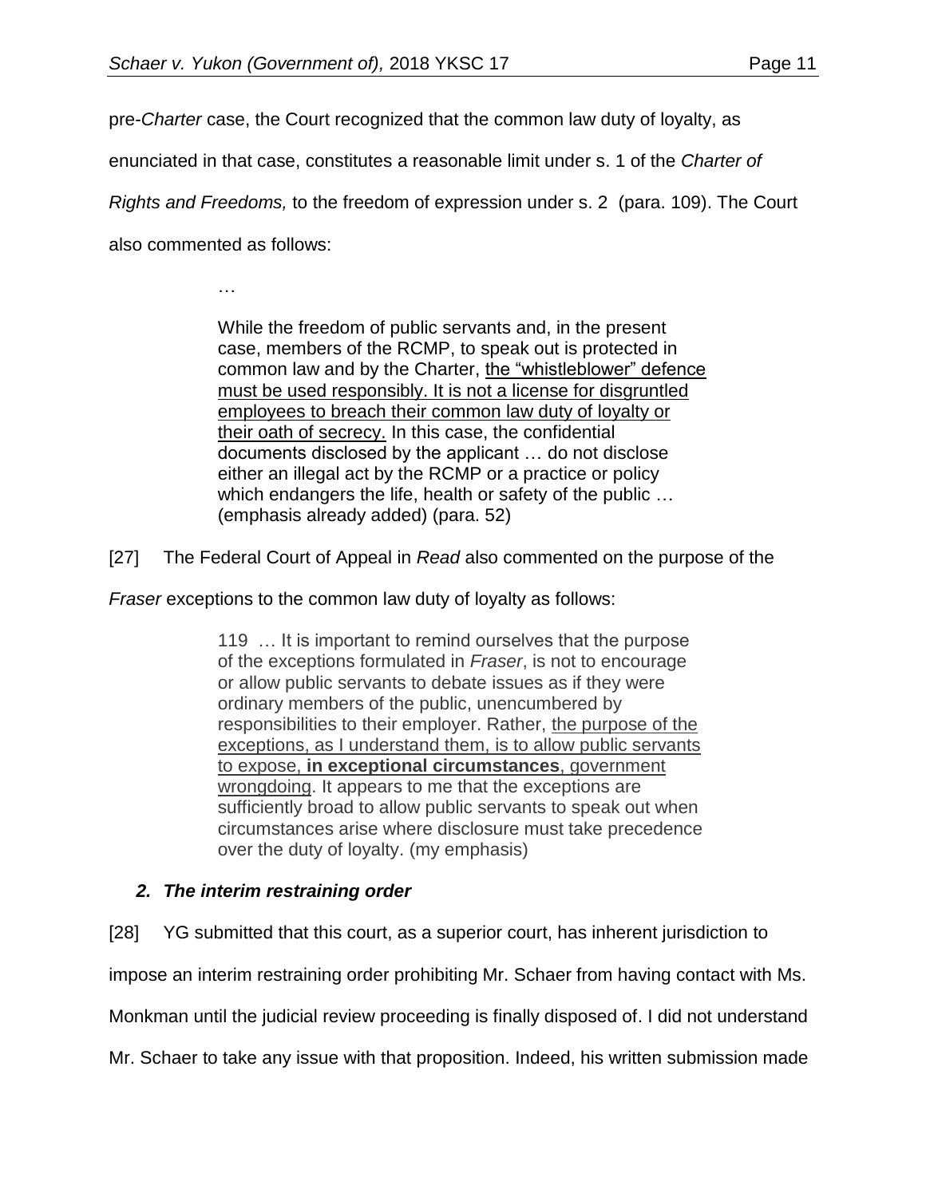pre-*Charter* case, the Court recognized that the common law duty of loyalty, as enunciated in that case, constitutes a reasonable limit under s. 1 of the *Charter of Rights and Freedoms,* to the freedom of expression under s. 2 (para. 109). The Court also commented as follows:

> …
>
> While the freedom of public servants and, in the present case, members of the RCMP, to speak out is protected in common law and by the Charter, <u>the "whistleblower" defence must be used responsibly. It is not a license for disgruntled employees to breach their common law duty of loyalty or their oath of secrecy.</u> In this case, the confidential documents disclosed by the applicant … do not disclose either an illegal act by the RCMP or a practice or policy which endangers the life, health or safety of the public … (emphasis already added) (para. 52)

[27] The Federal Court of Appeal in *Read* also commented on the purpose of the *Fraser* exceptions to the common law duty of loyalty as follows:

> 119 … It is important to remind ourselves that the purpose of the exceptions formulated in *Fraser*, is not to encourage or allow public servants to debate issues as if they were ordinary members of the public, unencumbered by responsibilities to their employer. Rather, <u>the purpose of the exceptions, as I understand them, is to allow public servants to expose, **in exceptional circumstances**, government wrongdoing</u>. It appears to me that the exceptions are sufficiently broad to allow public servants to speak out when circumstances arise where disclosure must take precedence over the duty of loyalty. (my emphasis)

### ***2. The interim restraining order***

[28] YG submitted that this court, as a superior court, has inherent jurisdiction to impose an interim restraining order prohibiting Mr. Schaer from having contact with Ms. Monkman until the judicial review proceeding is finally disposed of. I did not understand Mr. Schaer to take any issue with that proposition. Indeed, his written submission made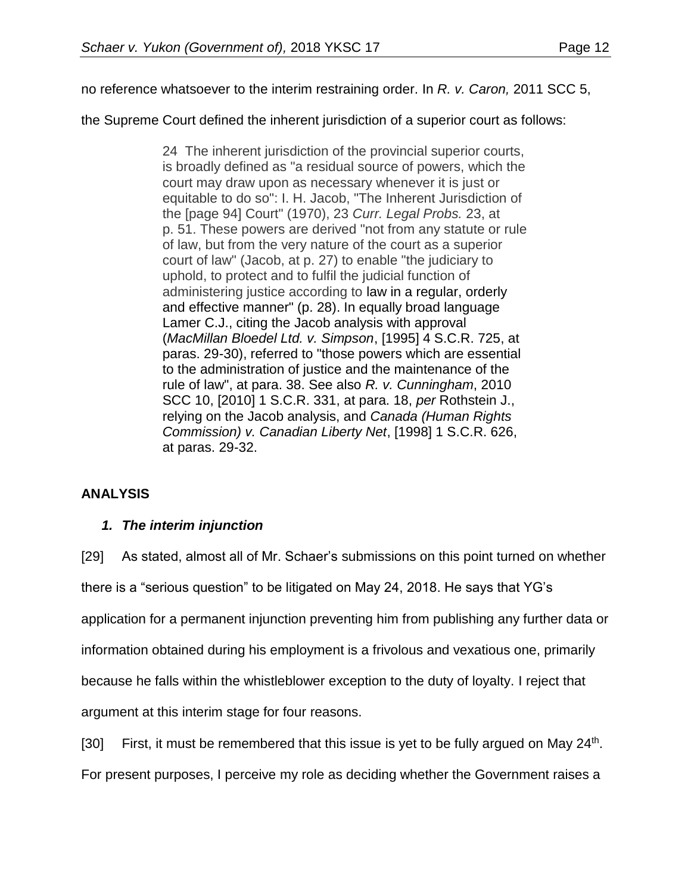no reference whatsoever to the interim restraining order. In *R. v. Caron,* 2011 SCC 5, the Supreme Court defined the inherent jurisdiction of a superior court as follows:

> 24 The inherent jurisdiction of the provincial superior courts, is broadly defined as "a residual source of powers, which the court may draw upon as necessary whenever it is just or equitable to do so": I. H. Jacob, "The Inherent Jurisdiction of the [page 94] Court" (1970), 23 *Curr. Legal Probs.* 23, at p. 51. These powers are derived "not from any statute or rule of law, but from the very nature of the court as a superior court of law" (Jacob, at p. 27) to enable "the judiciary to uphold, to protect and to fulfil the judicial function of administering justice according to law in a regular, orderly and effective manner" (p. 28). In equally broad language Lamer C.J., citing the Jacob analysis with approval (*MacMillan Bloedel Ltd. v. Simpson*, [1995] 4 S.C.R. 725, at paras. 29-30), referred to "those powers which are essential to the administration of justice and the maintenance of the rule of law", at para. 38. See also *R. v. Cunningham*, 2010 SCC 10, [2010] 1 S.C.R. 331, at para. 18, *per* Rothstein J., relying on the Jacob analysis, and *Canada (Human Rights Commission) v. Canadian Liberty Net*, [1998] 1 S.C.R. 626, at paras. 29-32.

## ANALYSIS

### *1. The interim injunction*

[29] As stated, almost all of Mr. Schaer's submissions on this point turned on whether there is a "serious question" to be litigated on May 24, 2018. He says that YG's application for a permanent injunction preventing him from publishing any further data or information obtained during his employment is a frivolous and vexatious one, primarily because he falls within the whistleblower exception to the duty of loyalty. I reject that argument at this interim stage for four reasons.

[30] First, it must be remembered that this issue is yet to be fully argued on May 24th. For present purposes, I perceive my role as deciding whether the Government raises a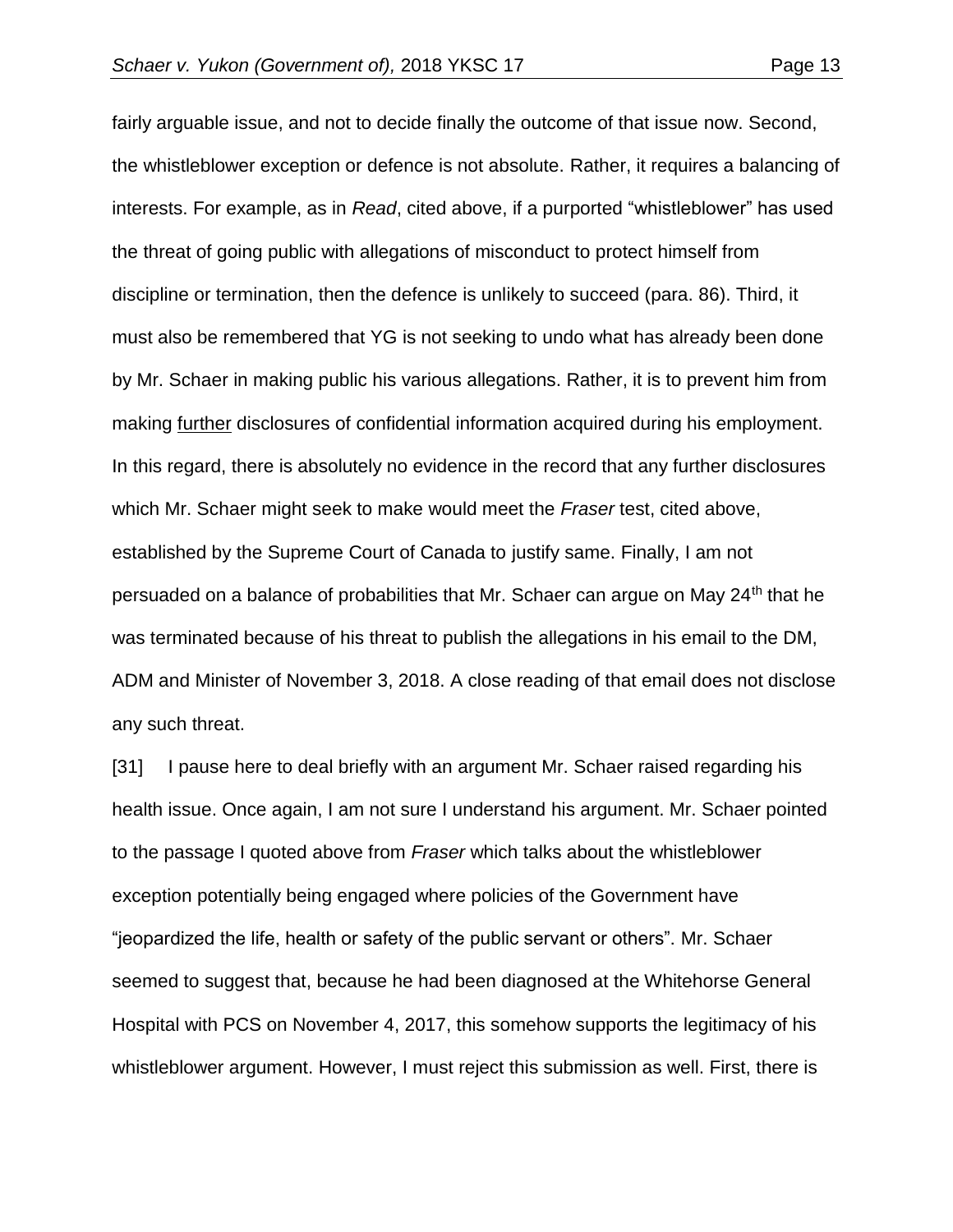fairly arguable issue, and not to decide finally the outcome of that issue now. Second, the whistleblower exception or defence is not absolute. Rather, it requires a balancing of interests. For example, as in *Read*, cited above, if a purported "whistleblower" has used the threat of going public with allegations of misconduct to protect himself from discipline or termination, then the defence is unlikely to succeed (para. 86). Third, it must also be remembered that YG is not seeking to undo what has already been done by Mr. Schaer in making public his various allegations. Rather, it is to prevent him from making <u>further</u> disclosures of confidential information acquired during his employment. In this regard, there is absolutely no evidence in the record that any further disclosures which Mr. Schaer might seek to make would meet the *Fraser* test, cited above, established by the Supreme Court of Canada to justify same. Finally, I am not persuaded on a balance of probabilities that Mr. Schaer can argue on May 24th that he was terminated because of his threat to publish the allegations in his email to the DM, ADM and Minister of November 3, 2018. A close reading of that email does not disclose any such threat.

[31] I pause here to deal briefly with an argument Mr. Schaer raised regarding his health issue. Once again, I am not sure I understand his argument. Mr. Schaer pointed to the passage I quoted above from *Fraser* which talks about the whistleblower exception potentially being engaged where policies of the Government have "jeopardized the life, health or safety of the public servant or others". Mr. Schaer seemed to suggest that, because he had been diagnosed at the Whitehorse General Hospital with PCS on November 4, 2017, this somehow supports the legitimacy of his whistleblower argument. However, I must reject this submission as well. First, there is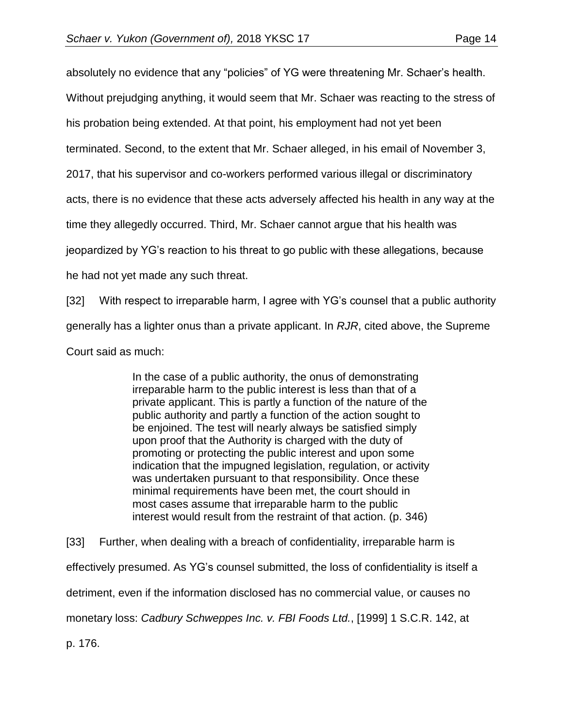absolutely no evidence that any "policies" of YG were threatening Mr. Schaer's health. Without prejudging anything, it would seem that Mr. Schaer was reacting to the stress of his probation being extended. At that point, his employment had not yet been terminated. Second, to the extent that Mr. Schaer alleged, in his email of November 3, 2017, that his supervisor and co-workers performed various illegal or discriminatory acts, there is no evidence that these acts adversely affected his health in any way at the time they allegedly occurred. Third, Mr. Schaer cannot argue that his health was jeopardized by YG's reaction to his threat to go public with these allegations, because he had not yet made any such threat.

[32] With respect to irreparable harm, I agree with YG's counsel that a public authority generally has a lighter onus than a private applicant. In *RJR*, cited above, the Supreme Court said as much:

> In the case of a public authority, the onus of demonstrating irreparable harm to the public interest is less than that of a private applicant. This is partly a function of the nature of the public authority and partly a function of the action sought to be enjoined. The test will nearly always be satisfied simply upon proof that the Authority is charged with the duty of promoting or protecting the public interest and upon some indication that the impugned legislation, regulation, or activity was undertaken pursuant to that responsibility. Once these minimal requirements have been met, the court should in most cases assume that irreparable harm to the public interest would result from the restraint of that action. (p. 346)

[33] Further, when dealing with a breach of confidentiality, irreparable harm is effectively presumed. As YG's counsel submitted, the loss of confidentiality is itself a detriment, even if the information disclosed has no commercial value, or causes no monetary loss: *Cadbury Schweppes Inc. v. FBI Foods Ltd.*, [1999] 1 S.C.R. 142, at p. 176.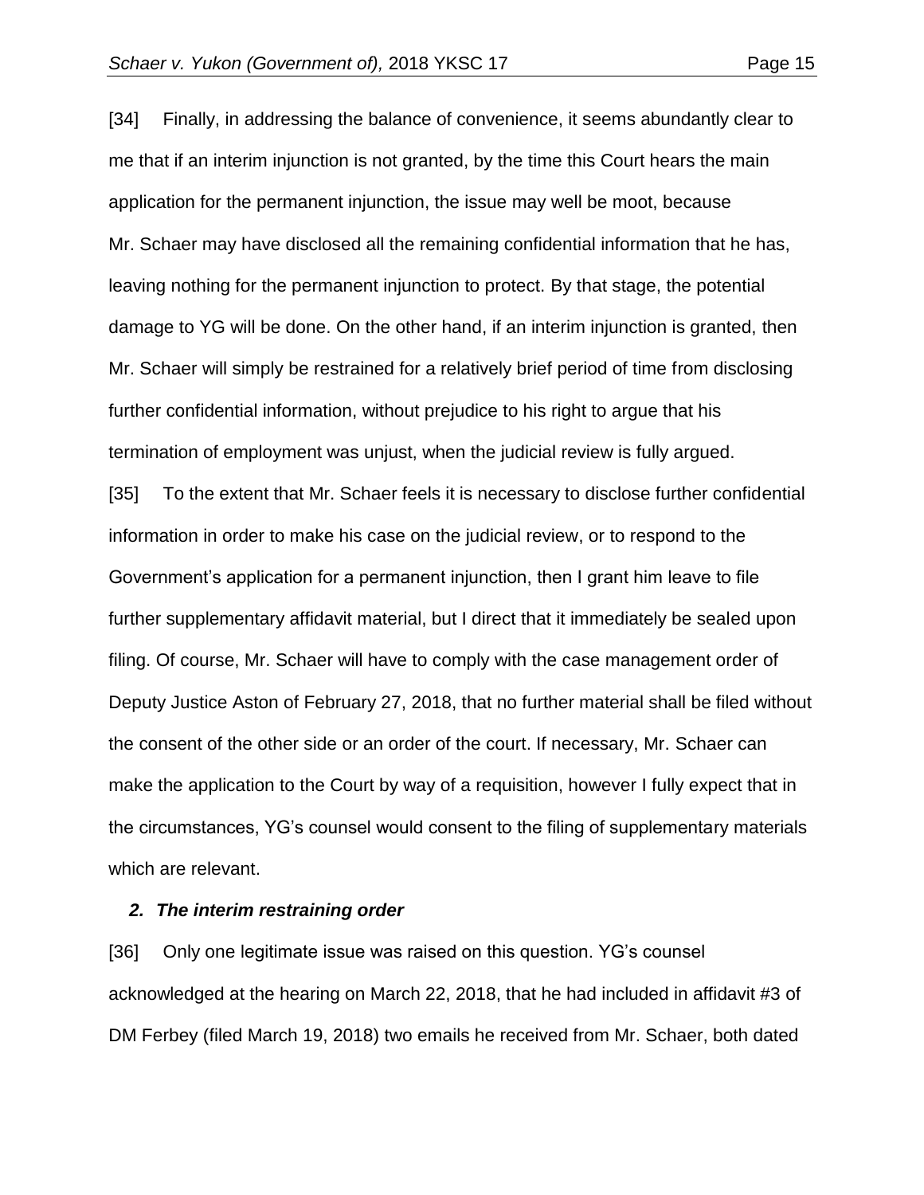[34] Finally, in addressing the balance of convenience, it seems abundantly clear to me that if an interim injunction is not granted, by the time this Court hears the main application for the permanent injunction, the issue may well be moot, because Mr. Schaer may have disclosed all the remaining confidential information that he has, leaving nothing for the permanent injunction to protect. By that stage, the potential damage to YG will be done. On the other hand, if an interim injunction is granted, then Mr. Schaer will simply be restrained for a relatively brief period of time from disclosing further confidential information, without prejudice to his right to argue that his termination of employment was unjust, when the judicial review is fully argued.

[35] To the extent that Mr. Schaer feels it is necessary to disclose further confidential information in order to make his case on the judicial review, or to respond to the Government's application for a permanent injunction, then I grant him leave to file further supplementary affidavit material, but I direct that it immediately be sealed upon filing. Of course, Mr. Schaer will have to comply with the case management order of Deputy Justice Aston of February 27, 2018, that no further material shall be filed without the consent of the other side or an order of the court. If necessary, Mr. Schaer can make the application to the Court by way of a requisition, however I fully expect that in the circumstances, YG's counsel would consent to the filing of supplementary materials which are relevant.

### *2. The interim restraining order*

[36] Only one legitimate issue was raised on this question. YG's counsel acknowledged at the hearing on March 22, 2018, that he had included in affidavit #3 of DM Ferbey (filed March 19, 2018) two emails he received from Mr. Schaer, both dated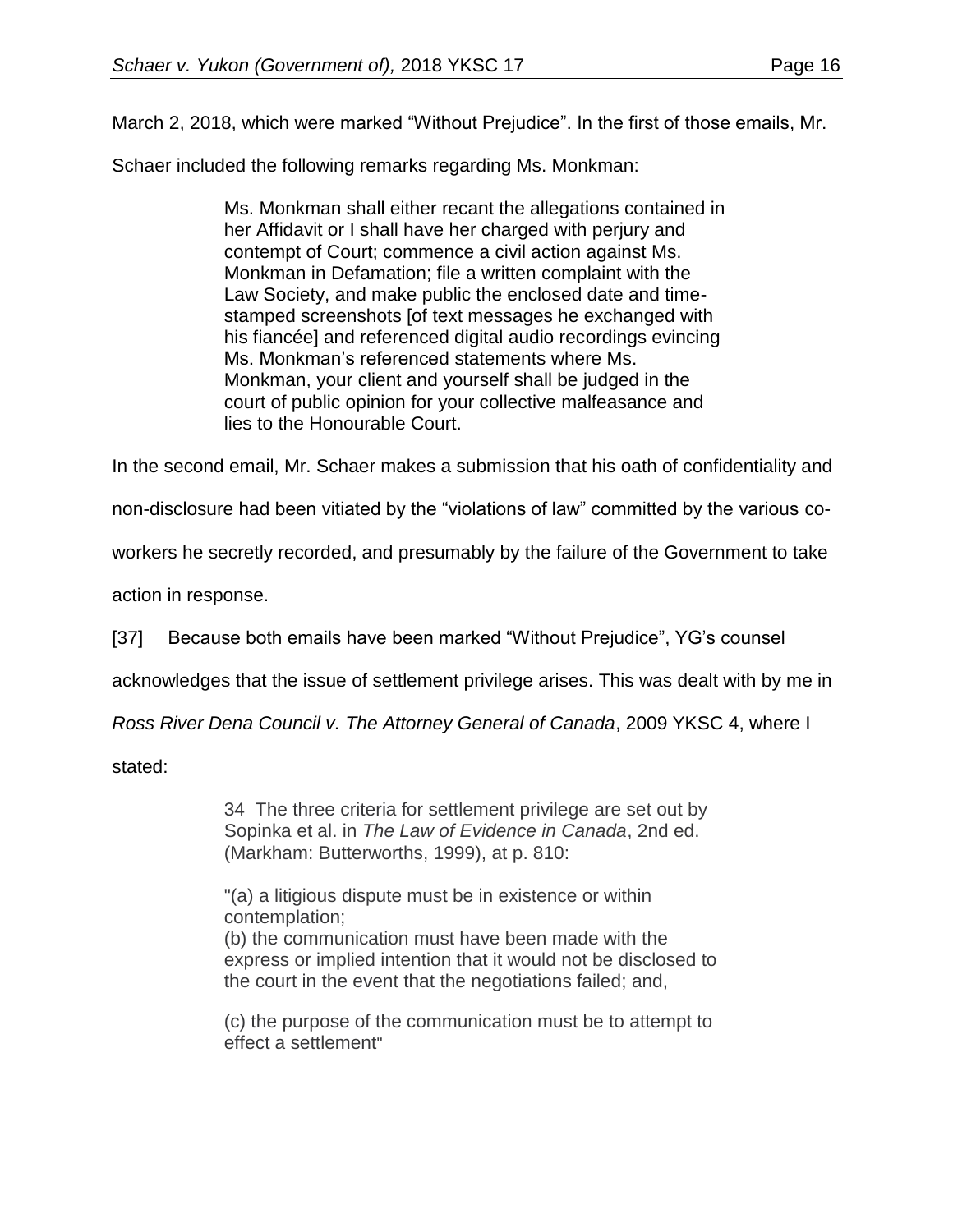March 2, 2018, which were marked "Without Prejudice". In the first of those emails, Mr. Schaer included the following remarks regarding Ms. Monkman:

> Ms. Monkman shall either recant the allegations contained in her Affidavit or I shall have her charged with perjury and contempt of Court; commence a civil action against Ms. Monkman in Defamation; file a written complaint with the Law Society, and make public the enclosed date and time-stamped screenshots [of text messages he exchanged with his fiancée] and referenced digital audio recordings evincing Ms. Monkman's referenced statements where Ms. Monkman, your client and yourself shall be judged in the court of public opinion for your collective malfeasance and lies to the Honourable Court.

In the second email, Mr. Schaer makes a submission that his oath of confidentiality and non-disclosure had been vitiated by the "violations of law" committed by the various co-workers he secretly recorded, and presumably by the failure of the Government to take action in response.

[37] Because both emails have been marked "Without Prejudice", YG's counsel acknowledges that the issue of settlement privilege arises. This was dealt with by me in *Ross River Dena Council v. The Attorney General of Canada*, 2009 YKSC 4, where I stated:

> 34 The three criteria for settlement privilege are set out by Sopinka et al. in *The Law of Evidence in Canada*, 2nd ed. (Markham: Butterworths, 1999), at p. 810:
>
> "(a) a litigious dispute must be in existence or within contemplation;
> (b) the communication must have been made with the express or implied intention that it would not be disclosed to the court in the event that the negotiations failed; and,
>
> (c) the purpose of the communication must be to attempt to effect a settlement"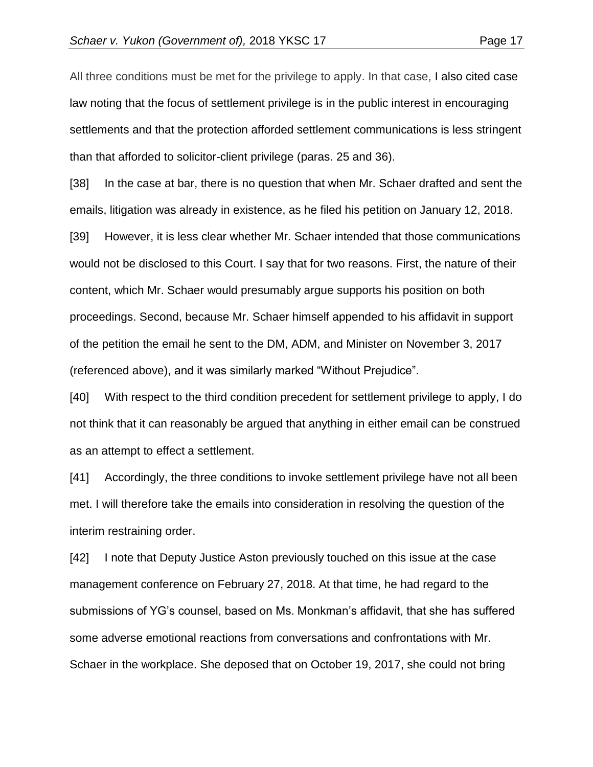All three conditions must be met for the privilege to apply. In that case, I also cited case law noting that the focus of settlement privilege is in the public interest in encouraging settlements and that the protection afforded settlement communications is less stringent than that afforded to solicitor-client privilege (paras. 25 and 36).

[38] In the case at bar, there is no question that when Mr. Schaer drafted and sent the emails, litigation was already in existence, as he filed his petition on January 12, 2018.

[39] However, it is less clear whether Mr. Schaer intended that those communications would not be disclosed to this Court. I say that for two reasons. First, the nature of their content, which Mr. Schaer would presumably argue supports his position on both proceedings. Second, because Mr. Schaer himself appended to his affidavit in support of the petition the email he sent to the DM, ADM, and Minister on November 3, 2017 (referenced above), and it was similarly marked "Without Prejudice".

[40] With respect to the third condition precedent for settlement privilege to apply, I do not think that it can reasonably be argued that anything in either email can be construed as an attempt to effect a settlement.

[41] Accordingly, the three conditions to invoke settlement privilege have not all been met. I will therefore take the emails into consideration in resolving the question of the interim restraining order.

[42] I note that Deputy Justice Aston previously touched on this issue at the case management conference on February 27, 2018. At that time, he had regard to the submissions of YG's counsel, based on Ms. Monkman's affidavit, that she has suffered some adverse emotional reactions from conversations and confrontations with Mr. Schaer in the workplace. She deposed that on October 19, 2017, she could not bring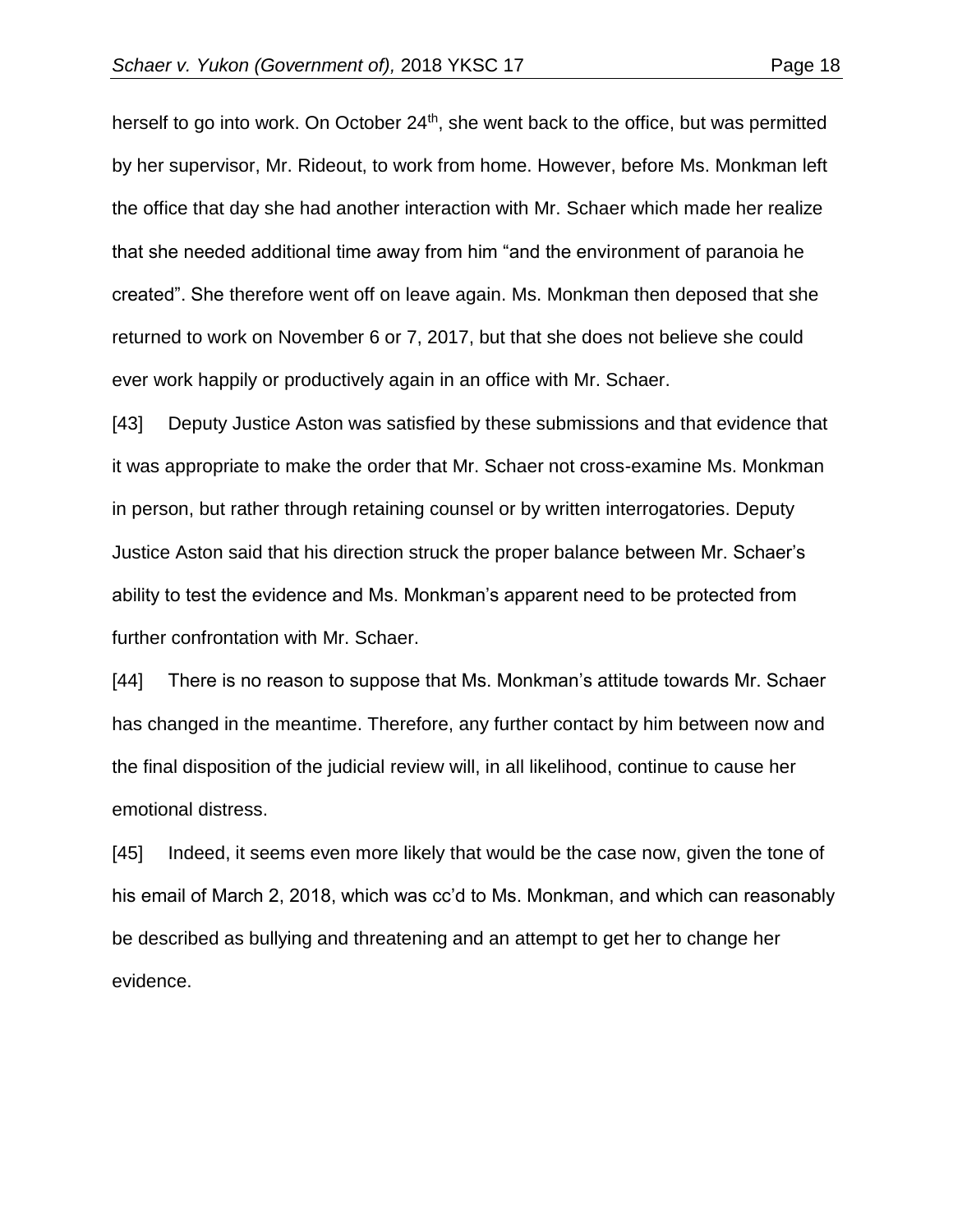herself to go into work. On October 24th, she went back to the office, but was permitted by her supervisor, Mr. Rideout, to work from home. However, before Ms. Monkman left the office that day she had another interaction with Mr. Schaer which made her realize that she needed additional time away from him "and the environment of paranoia he created". She therefore went off on leave again. Ms. Monkman then deposed that she returned to work on November 6 or 7, 2017, but that she does not believe she could ever work happily or productively again in an office with Mr. Schaer.

[43] Deputy Justice Aston was satisfied by these submissions and that evidence that it was appropriate to make the order that Mr. Schaer not cross-examine Ms. Monkman in person, but rather through retaining counsel or by written interrogatories. Deputy Justice Aston said that his direction struck the proper balance between Mr. Schaer's ability to test the evidence and Ms. Monkman's apparent need to be protected from further confrontation with Mr. Schaer.

[44] There is no reason to suppose that Ms. Monkman's attitude towards Mr. Schaer has changed in the meantime. Therefore, any further contact by him between now and the final disposition of the judicial review will, in all likelihood, continue to cause her emotional distress.

[45] Indeed, it seems even more likely that would be the case now, given the tone of his email of March 2, 2018, which was cc'd to Ms. Monkman, and which can reasonably be described as bullying and threatening and an attempt to get her to change her evidence.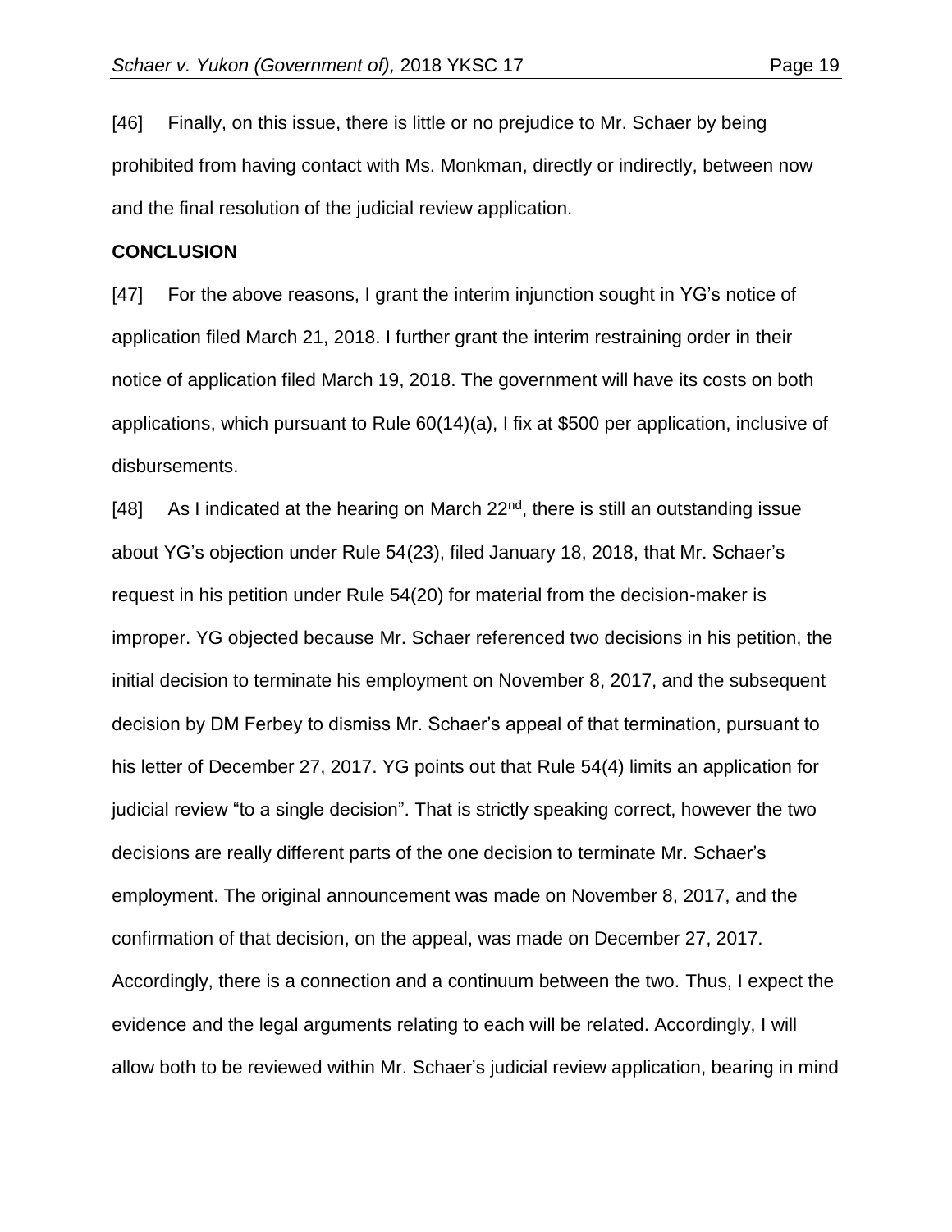[46] Finally, on this issue, there is little or no prejudice to Mr. Schaer by being prohibited from having contact with Ms. Monkman, directly or indirectly, between now and the final resolution of the judicial review application.

**CONCLUSION**

[47] For the above reasons, I grant the interim injunction sought in YG's notice of application filed March 21, 2018. I further grant the interim restraining order in their notice of application filed March 19, 2018. The government will have its costs on both applications, which pursuant to Rule 60(14)(a), I fix at $500 per application, inclusive of disbursements.

[48] As I indicated at the hearing on March 22nd, there is still an outstanding issue about YG's objection under Rule 54(23), filed January 18, 2018, that Mr. Schaer's request in his petition under Rule 54(20) for material from the decision-maker is improper. YG objected because Mr. Schaer referenced two decisions in his petition, the initial decision to terminate his employment on November 8, 2017, and the subsequent decision by DM Ferbey to dismiss Mr. Schaer's appeal of that termination, pursuant to his letter of December 27, 2017. YG points out that Rule 54(4) limits an application for judicial review "to a single decision". That is strictly speaking correct, however the two decisions are really different parts of the one decision to terminate Mr. Schaer's employment. The original announcement was made on November 8, 2017, and the confirmation of that decision, on the appeal, was made on December 27, 2017. Accordingly, there is a connection and a continuum between the two. Thus, I expect the evidence and the legal arguments relating to each will be related. Accordingly, I will allow both to be reviewed within Mr. Schaer's judicial review application, bearing in mind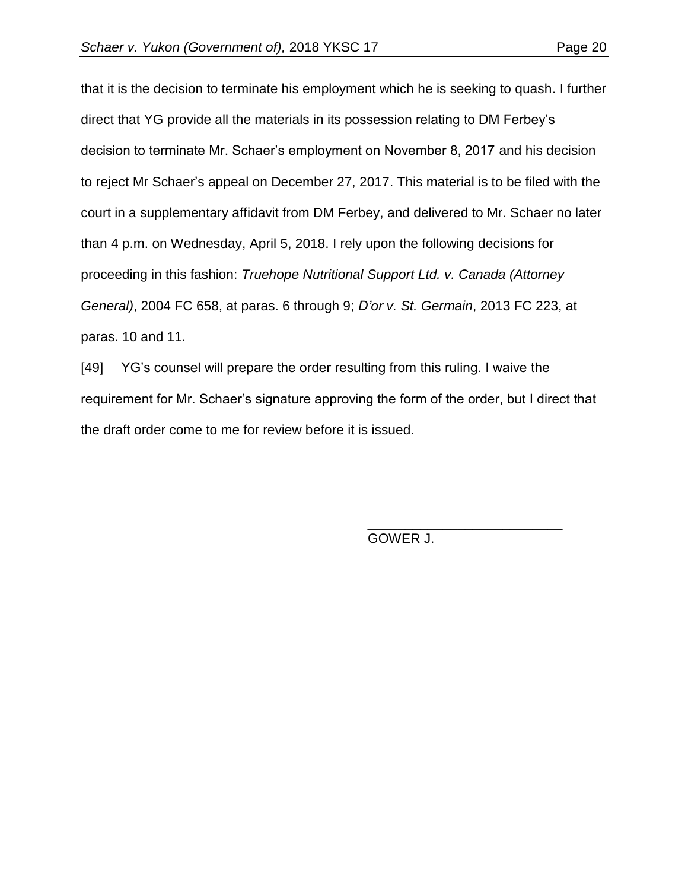that it is the decision to terminate his employment which he is seeking to quash. I further direct that YG provide all the materials in its possession relating to DM Ferbey's decision to terminate Mr. Schaer's employment on November 8, 2017 and his decision to reject Mr Schaer's appeal on December 27, 2017. This material is to be filed with the court in a supplementary affidavit from DM Ferbey, and delivered to Mr. Schaer no later than 4 p.m. on Wednesday, April 5, 2018. I rely upon the following decisions for proceeding in this fashion: *Truehope Nutritional Support Ltd. v. Canada (Attorney General)*, 2004 FC 658, at paras. 6 through 9; *D'or v. St. Germain*, 2013 FC 223, at paras. 10 and 11.

[49] YG's counsel will prepare the order resulting from this ruling. I waive the requirement for Mr. Schaer's signature approving the form of the order, but I direct that the draft order come to me for review before it is issued.

\_\_\_\_\_\_\_\_\_\_\_\_\_\_\_\_\_\_\_\_\_\_\_\_\_\_

GOWER J.